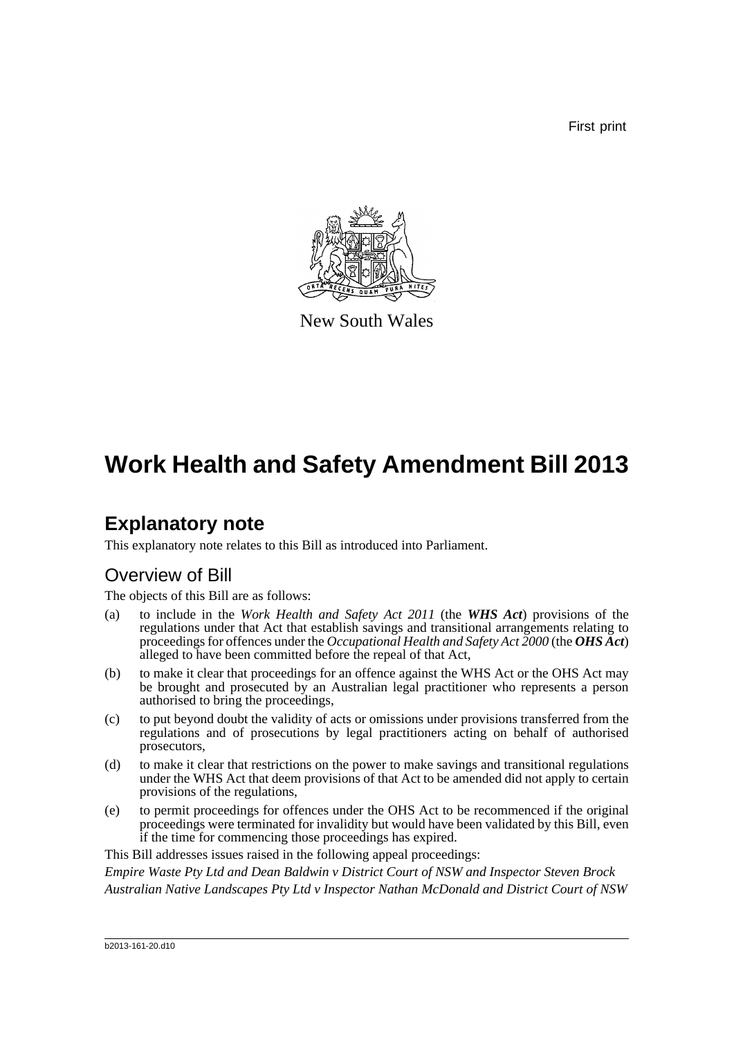First print

New South Wales

# Work Health and Safety Amendment Bill 2013

## Explanatory note

This explanatory note relates to this Bill as introduced into Parliament.

### Overview of Bill

The objects of this Bill are as follows:

(a) to include in the *Work Health and Safety Act 2011* (the ***WHS Act***) provisions of the regulations under that Act that establish savings and transitional arrangements relating to proceedings for offences under the *Occupational Health and Safety Act 2000* (the ***OHS Act***) alleged to have been committed before the repeal of that Act,

(b) to make it clear that proceedings for an offence against the WHS Act or the OHS Act may be brought and prosecuted by an Australian legal practitioner who represents a person authorised to bring the proceedings,

(c) to put beyond doubt the validity of acts or omissions under provisions transferred from the regulations and of prosecutions by legal practitioners acting on behalf of authorised prosecutors,

(d) to make it clear that restrictions on the power to make savings and transitional regulations under the WHS Act that deem provisions of that Act to be amended did not apply to certain provisions of the regulations,

(e) to permit proceedings for offences under the OHS Act to be recommenced if the original proceedings were terminated for invalidity but would have been validated by this Bill, even if the time for commencing those proceedings has expired.

This Bill addresses issues raised in the following appeal proceedings:

*Empire Waste Pty Ltd and Dean Baldwin v District Court of NSW and Inspector Steven Brock*

*Australian Native Landscapes Pty Ltd v Inspector Nathan McDonald and District Court of NSW*

b2013-161-20.d10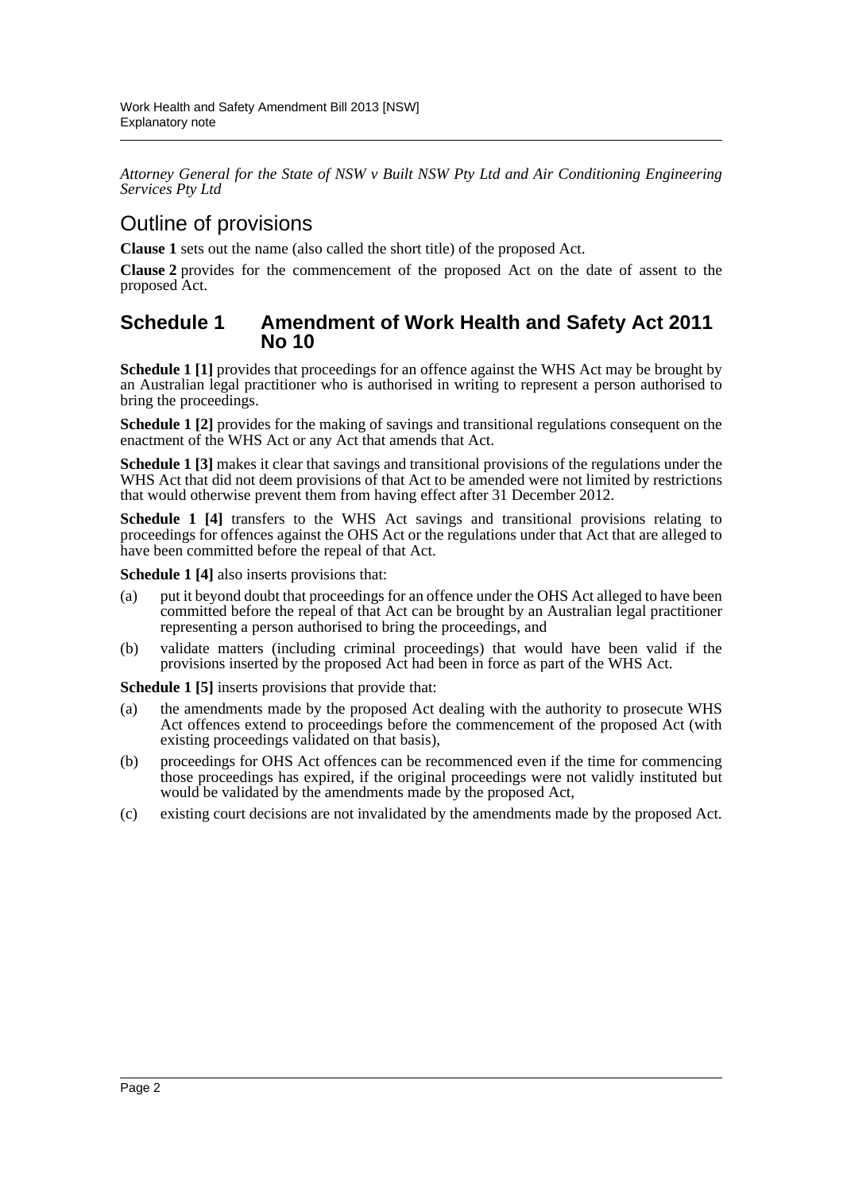*Attorney General for the State of NSW v Built NSW Pty Ltd and Air Conditioning Engineering Services Pty Ltd*

## Outline of provisions

**Clause 1** sets out the name (also called the short title) of the proposed Act.

**Clause 2** provides for the commencement of the proposed Act on the date of assent to the proposed Act.

## Schedule 1 Amendment of Work Health and Safety Act 2011 No 10

**Schedule 1 [1]** provides that proceedings for an offence against the WHS Act may be brought by an Australian legal practitioner who is authorised in writing to represent a person authorised to bring the proceedings.

**Schedule 1 [2]** provides for the making of savings and transitional regulations consequent on the enactment of the WHS Act or any Act that amends that Act.

**Schedule 1 [3]** makes it clear that savings and transitional provisions of the regulations under the WHS Act that did not deem provisions of that Act to be amended were not limited by restrictions that would otherwise prevent them from having effect after 31 December 2012.

**Schedule 1 [4]** transfers to the WHS Act savings and transitional provisions relating to proceedings for offences against the OHS Act or the regulations under that Act that are alleged to have been committed before the repeal of that Act.

**Schedule 1 [4]** also inserts provisions that:

(a) put it beyond doubt that proceedings for an offence under the OHS Act alleged to have been committed before the repeal of that Act can be brought by an Australian legal practitioner representing a person authorised to bring the proceedings, and

(b) validate matters (including criminal proceedings) that would have been valid if the provisions inserted by the proposed Act had been in force as part of the WHS Act.

**Schedule 1 [5]** inserts provisions that provide that:

(a) the amendments made by the proposed Act dealing with the authority to prosecute WHS Act offences extend to proceedings before the commencement of the proposed Act (with existing proceedings validated on that basis),

(b) proceedings for OHS Act offences can be recommenced even if the time for commencing those proceedings has expired, if the original proceedings were not validly instituted but would be validated by the amendments made by the proposed Act,

(c) existing court decisions are not invalidated by the amendments made by the proposed Act.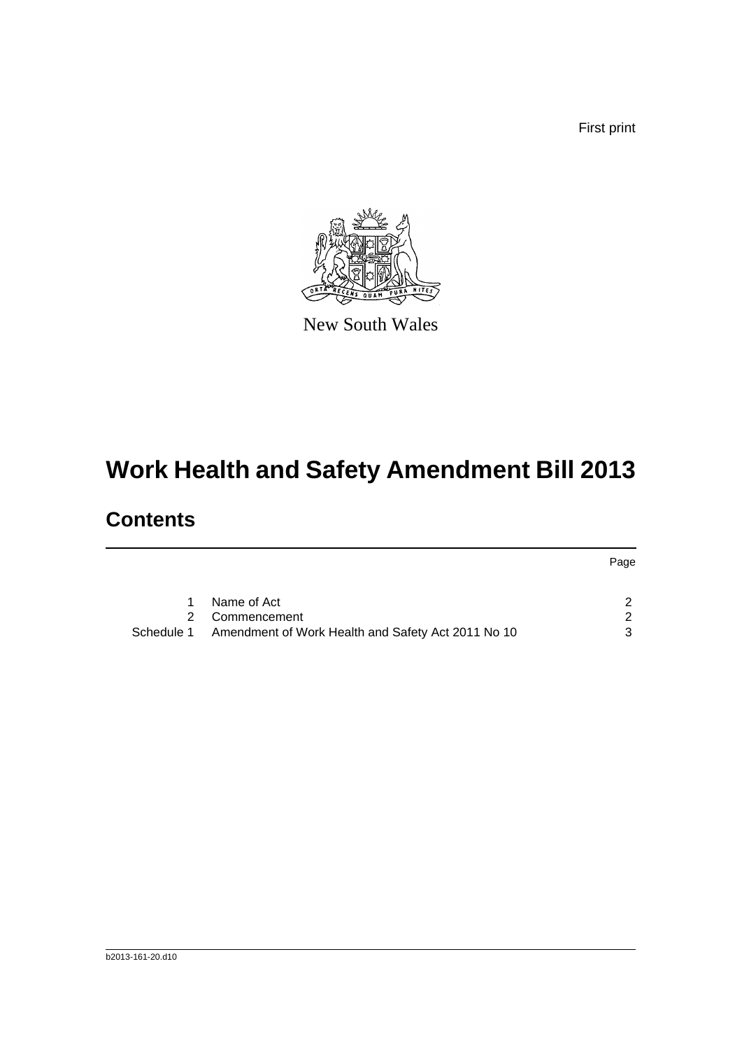First print

New South Wales

# Work Health and Safety Amendment Bill 2013

## Contents

| | | Page |
|---|---|---|
| 1 | Name of Act | 2 |
| 2 | Commencement | 2 |
| Schedule 1 | Amendment of Work Health and Safety Act 2011 No 10 | 3 |

b2013-161-20.d10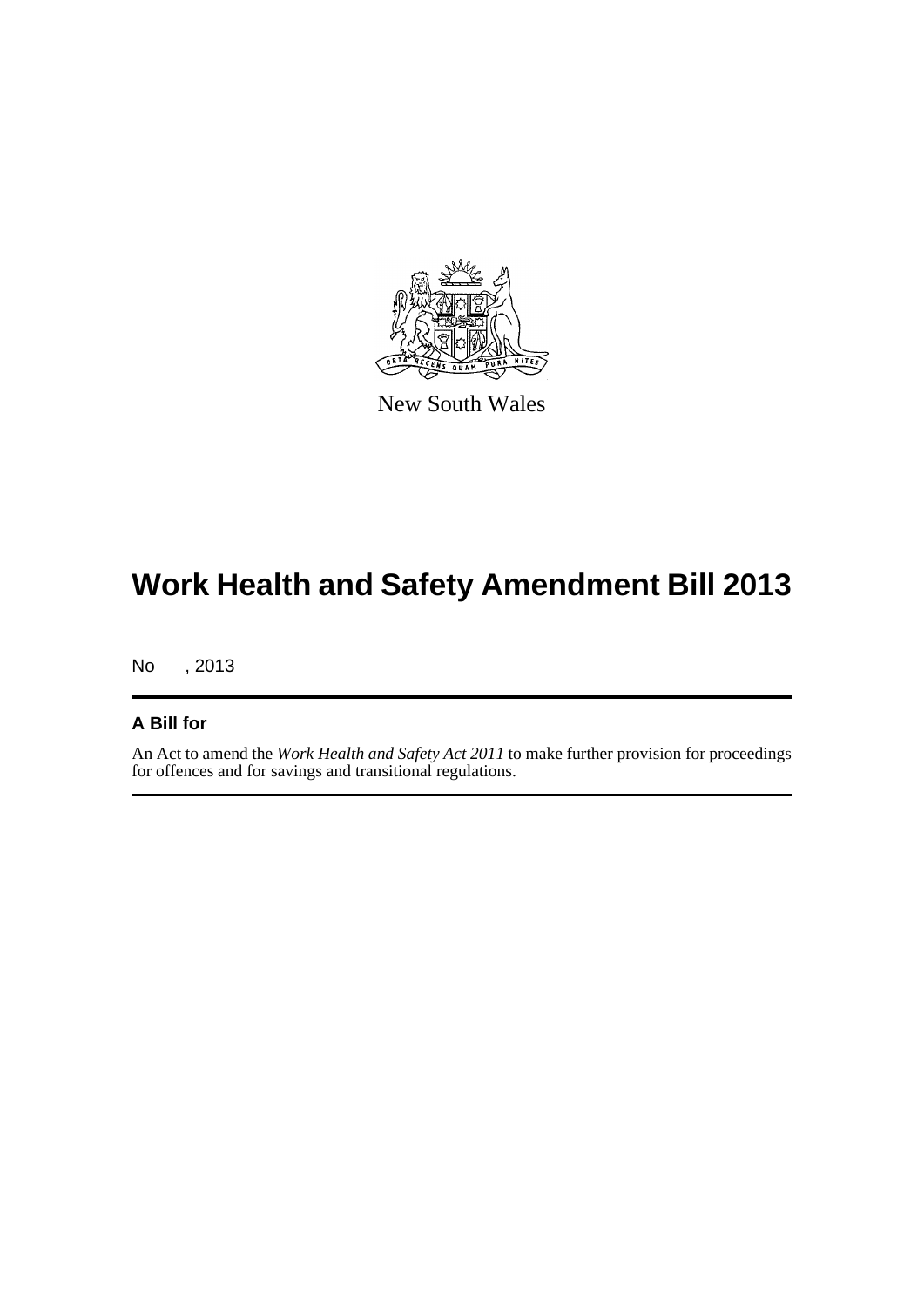New South Wales

# Work Health and Safety Amendment Bill 2013

No , 2013

## A Bill for

An Act to amend the *Work Health and Safety Act 2011* to make further provision for proceedings for offences and for savings and transitional regulations.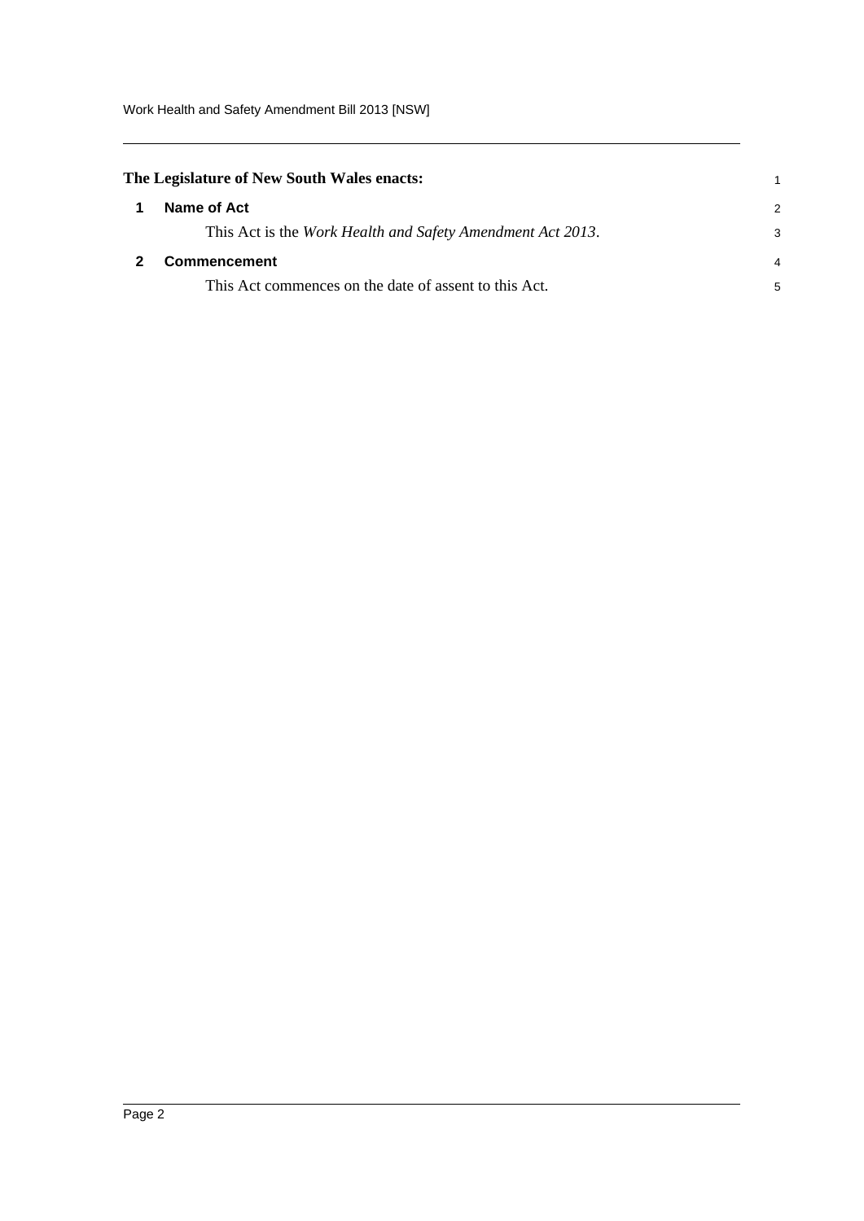**The Legislature of New South Wales enacts:**

## 1 Name of Act

This Act is the *Work Health and Safety Amendment Act 2013*.

## 2 Commencement

This Act commences on the date of assent to this Act.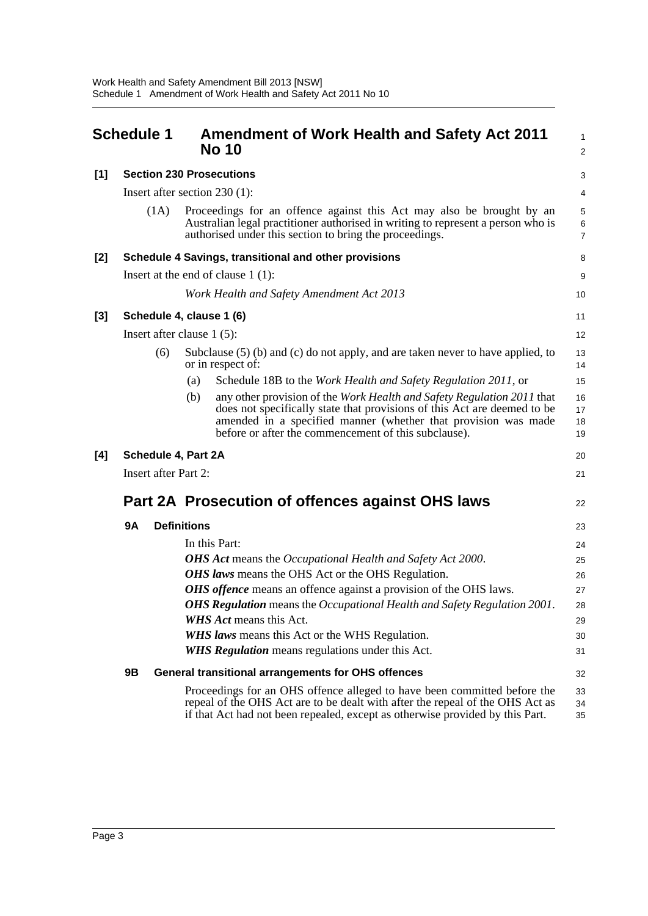## Schedule 1 Amendment of Work Health and Safety Act 2011 No 10

**[1] Section 230 Prosecutions**

Insert after section 230 (1):

(1A) Proceedings for an offence against this Act may also be brought by an Australian legal practitioner authorised in writing to represent a person who is authorised under this section to bring the proceedings.

**[2] Schedule 4 Savings, transitional and other provisions**

Insert at the end of clause 1 (1):

*Work Health and Safety Amendment Act 2013*

**[3] Schedule 4, clause 1 (6)**

Insert after clause 1 (5):

(6) Subclause (5) (b) and (c) do not apply, and are taken never to have applied, to or in respect of:

(a) Schedule 18B to the *Work Health and Safety Regulation 2011*, or

(b) any other provision of the *Work Health and Safety Regulation 2011* that does not specifically state that provisions of this Act are deemed to be amended in a specified manner (whether that provision was made before or after the commencement of this subclause).

**[4] Schedule 4, Part 2A**

Insert after Part 2:

## Part 2A Prosecution of offences against OHS laws

### 9A Definitions

In this Part:

***OHS Act*** means the *Occupational Health and Safety Act 2000*.

***OHS laws*** means the OHS Act or the OHS Regulation.

***OHS offence*** means an offence against a provision of the OHS laws.

***OHS Regulation*** means the *Occupational Health and Safety Regulation 2001*.

***WHS Act*** means this Act.

***WHS laws*** means this Act or the WHS Regulation.

***WHS Regulation*** means regulations under this Act.

### 9B General transitional arrangements for OHS offences

Proceedings for an OHS offence alleged to have been committed before the repeal of the OHS Act are to be dealt with after the repeal of the OHS Act as if that Act had not been repealed, except as otherwise provided by this Part.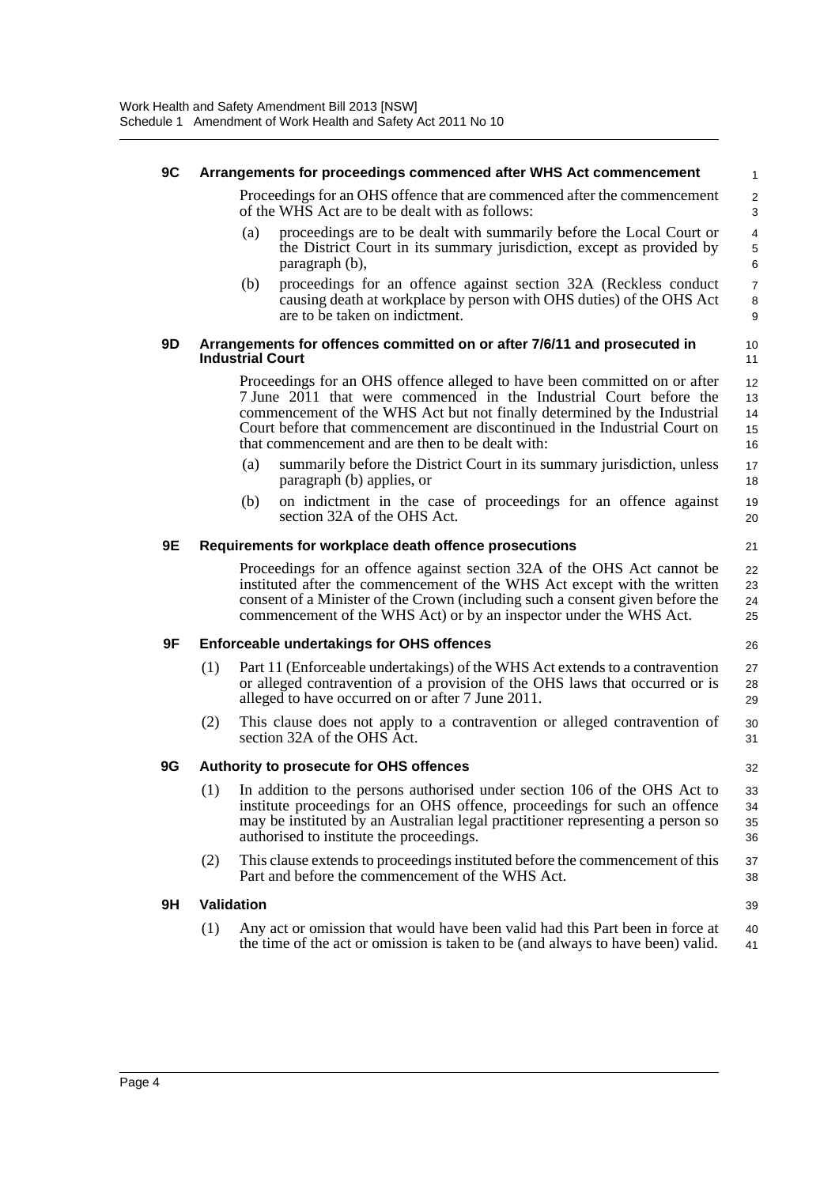### 9C Arrangements for proceedings commenced after WHS Act commencement

Proceedings for an OHS offence that are commenced after the commencement of the WHS Act are to be dealt with as follows:

(a) proceedings are to be dealt with summarily before the Local Court or the District Court in its summary jurisdiction, except as provided by paragraph (b),

(b) proceedings for an offence against section 32A (Reckless conduct causing death at workplace by person with OHS duties) of the OHS Act are to be taken on indictment.

### 9D Arrangements for offences committed on or after 7/6/11 and prosecuted in Industrial Court

Proceedings for an OHS offence alleged to have been committed on or after 7 June 2011 that were commenced in the Industrial Court before the commencement of the WHS Act but not finally determined by the Industrial Court before that commencement are discontinued in the Industrial Court on that commencement and are then to be dealt with:

(a) summarily before the District Court in its summary jurisdiction, unless paragraph (b) applies, or

(b) on indictment in the case of proceedings for an offence against section 32A of the OHS Act.

### 9E Requirements for workplace death offence prosecutions

Proceedings for an offence against section 32A of the OHS Act cannot be instituted after the commencement of the WHS Act except with the written consent of a Minister of the Crown (including such a consent given before the commencement of the WHS Act) or by an inspector under the WHS Act.

### 9F Enforceable undertakings for OHS offences

(1) Part 11 (Enforceable undertakings) of the WHS Act extends to a contravention or alleged contravention of a provision of the OHS laws that occurred or is alleged to have occurred on or after 7 June 2011.

(2) This clause does not apply to a contravention or alleged contravention of section 32A of the OHS Act.

### 9G Authority to prosecute for OHS offences

(1) In addition to the persons authorised under section 106 of the OHS Act to institute proceedings for an OHS offence, proceedings for such an offence may be instituted by an Australian legal practitioner representing a person so authorised to institute the proceedings.

(2) This clause extends to proceedings instituted before the commencement of this Part and before the commencement of the WHS Act.

### 9H Validation

(1) Any act or omission that would have been valid had this Part been in force at the time of the act or omission is taken to be (and always to have been) valid.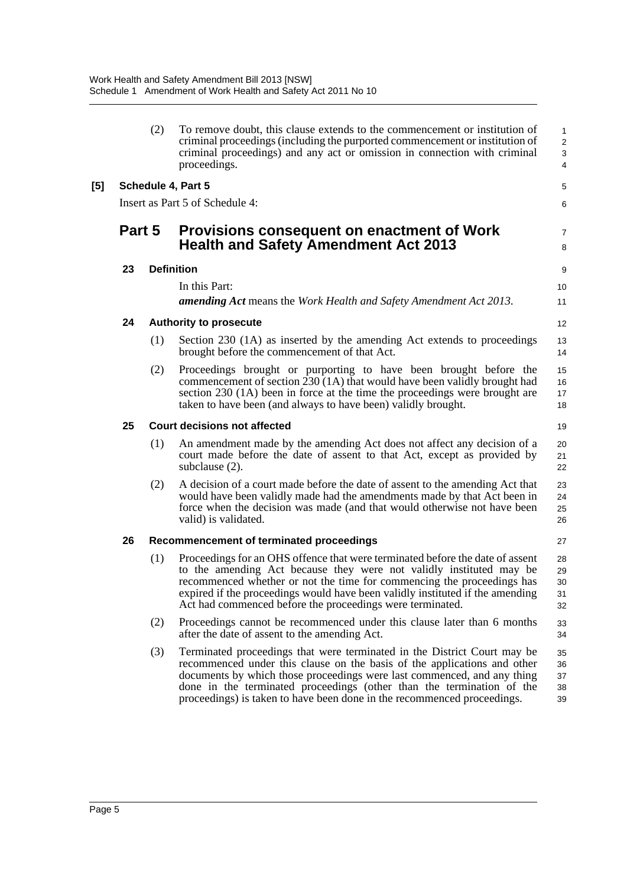(2) To remove doubt, this clause extends to the commencement or institution of criminal proceedings (including the purported commencement or institution of criminal proceedings) and any act or omission in connection with criminal proceedings.

**[5] Schedule 4, Part 5**

Insert as Part 5 of Schedule 4:

## Part 5 Provisions consequent on enactment of Work Health and Safety Amendment Act 2013

### 23 Definition

In this Part:

***amending Act*** means the *Work Health and Safety Amendment Act 2013*.

### 24 Authority to prosecute

(1) Section 230 (1A) as inserted by the amending Act extends to proceedings brought before the commencement of that Act.

(2) Proceedings brought or purporting to have been brought before the commencement of section 230 (1A) that would have been validly brought had section 230 (1A) been in force at the time the proceedings were brought are taken to have been (and always to have been) validly brought.

### 25 Court decisions not affected

(1) An amendment made by the amending Act does not affect any decision of a court made before the date of assent to that Act, except as provided by subclause (2).

(2) A decision of a court made before the date of assent to the amending Act that would have been validly made had the amendments made by that Act been in force when the decision was made (and that would otherwise not have been valid) is validated.

### 26 Recommencement of terminated proceedings

(1) Proceedings for an OHS offence that were terminated before the date of assent to the amending Act because they were not validly instituted may be recommenced whether or not the time for commencing the proceedings has expired if the proceedings would have been validly instituted if the amending Act had commenced before the proceedings were terminated.

(2) Proceedings cannot be recommenced under this clause later than 6 months after the date of assent to the amending Act.

(3) Terminated proceedings that were terminated in the District Court may be recommenced under this clause on the basis of the applications and other documents by which those proceedings were last commenced, and any thing done in the terminated proceedings (other than the termination of the proceedings) is taken to have been done in the recommenced proceedings.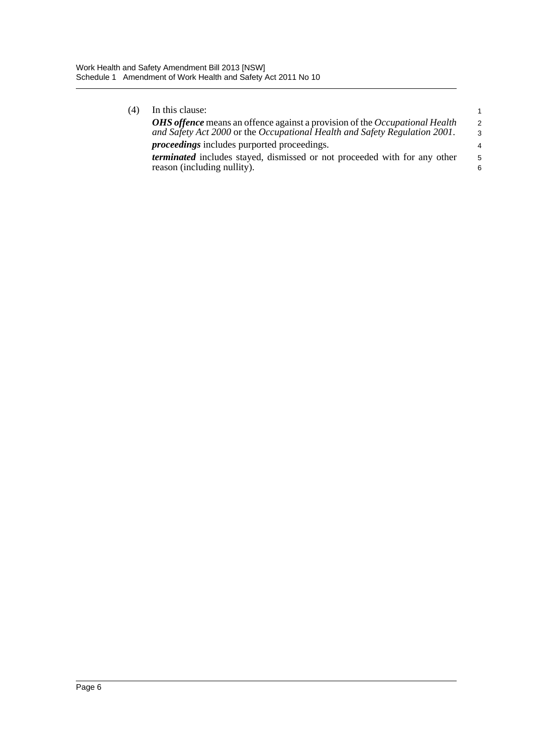(4) In this clause:

***OHS offence*** means an offence against a provision of the *Occupational Health and Safety Act 2000* or the *Occupational Health and Safety Regulation 2001*.

***proceedings*** includes purported proceedings.

***terminated*** includes stayed, dismissed or not proceeded with for any other reason (including nullity).